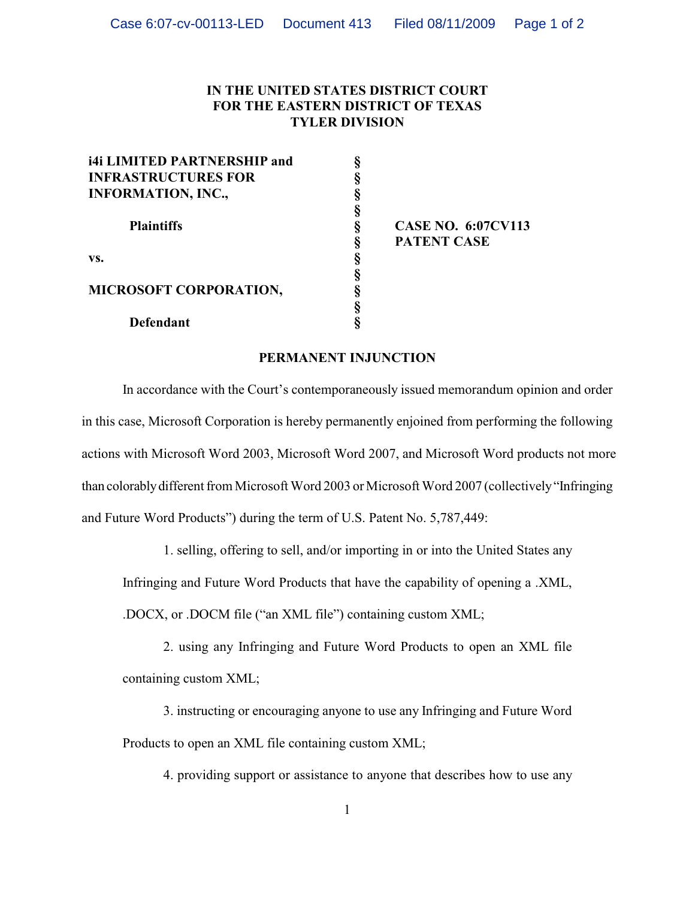**IN THE UNITED STATES DISTRICT COURT**
**FOR THE EASTERN DISTRICT OF TEXAS**
**TYLER DIVISION**

| | | |
|---|---|---|
| **i4i LIMITED PARTNERSHIP and INFRASTRUCTURES FOR INFORMATION, INC.,** | § | |
| **Plaintiffs** | § | **CASE NO. 6:07CV113** |
| | § | **PATENT CASE** |
| **vs.** | § | |
| **MICROSOFT CORPORATION,** | § | |
| **Defendant** | § | |

**PERMANENT INJUNCTION**

In accordance with the Court's contemporaneously issued memorandum opinion and order in this case, Microsoft Corporation is hereby permanently enjoined from performing the following actions with Microsoft Word 2003, Microsoft Word 2007, and Microsoft Word products not more than colorably different from Microsoft Word 2003 or Microsoft Word 2007 (collectively "Infringing and Future Word Products") during the term of U.S. Patent No. 5,787,449:

1. selling, offering to sell, and/or importing in or into the United States any Infringing and Future Word Products that have the capability of opening a .XML, .DOCX, or .DOCM file ("an XML file") containing custom XML;

2. using any Infringing and Future Word Products to open an XML file containing custom XML;

3. instructing or encouraging anyone to use any Infringing and Future Word Products to open an XML file containing custom XML;

4. providing support or assistance to anyone that describes how to use any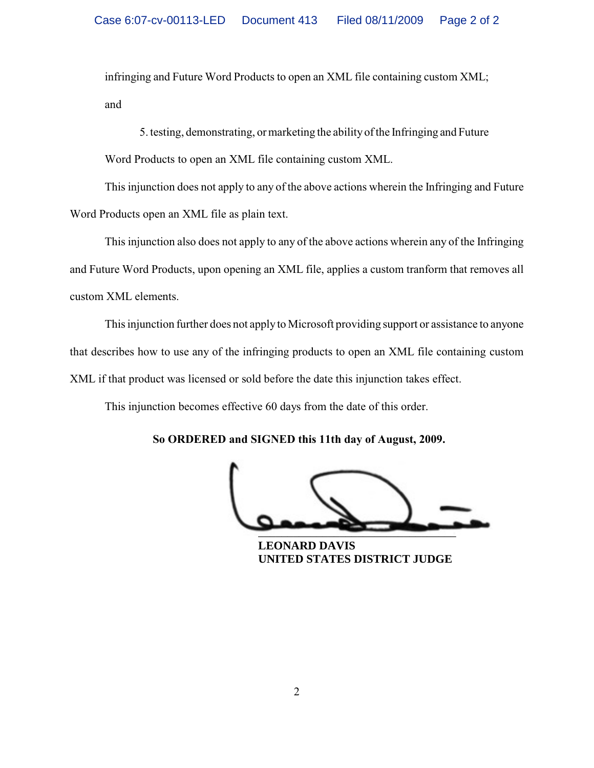infringing and Future Word Products to open an XML file containing custom XML; and

5. testing, demonstrating, or marketing the ability of the Infringing and Future Word Products to open an XML file containing custom XML.

This injunction does not apply to any of the above actions wherein the Infringing and Future Word Products open an XML file as plain text.

This injunction also does not apply to any of the above actions wherein any of the Infringing and Future Word Products, upon opening an XML file, applies a custom tranform that removes all custom XML elements.

This injunction further does not apply to Microsoft providing support or assistance to anyone that describes how to use any of the infringing products to open an XML file containing custom XML if that product was licensed or sold before the date this injunction takes effect.

This injunction becomes effective 60 days from the date of this order.

**So ORDERED and SIGNED this 11th day of August, 2009.**

**LEONARD DAVIS**
**UNITED STATES DISTRICT JUDGE**